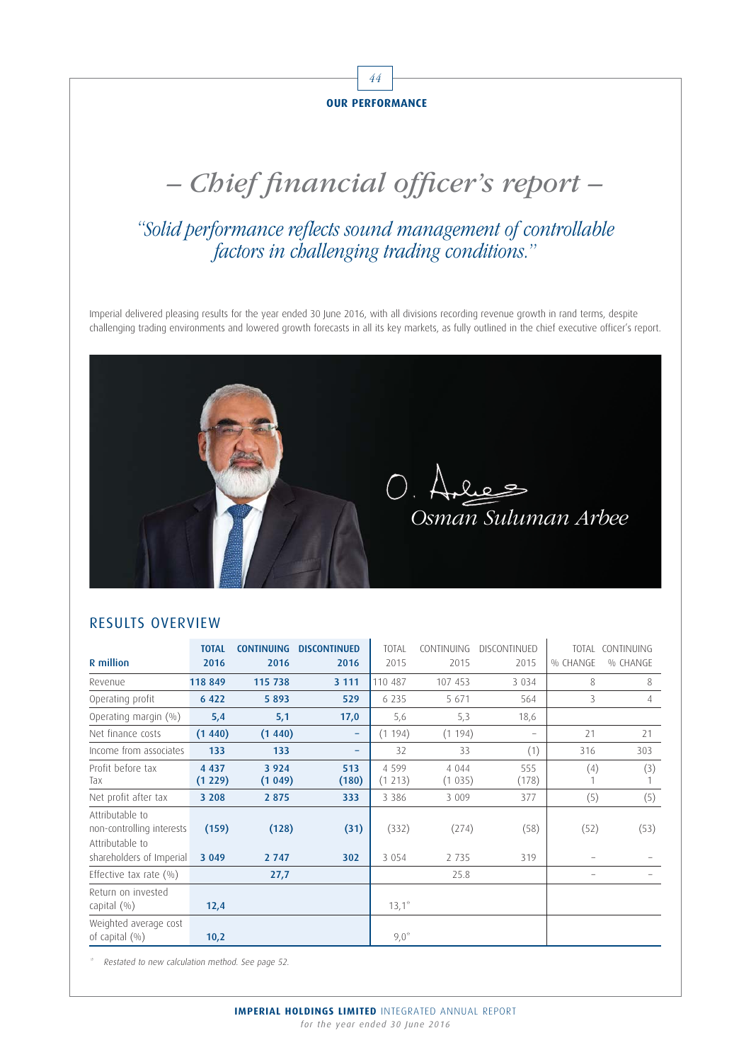**OUR PERFORMANCE**

# – Chief financial officer's report –

*"Solid performance reflects sound management of controllable factors in challenging trading conditions."*

Imperial delivered pleasing results for the year ended 30 June 2016, with all divisions recording revenue growth in rand terms, despite challenging trading environments and lowered growth forecasts in all its key markets, as fully outlined in the chief executive officer's report.

*Osman Suluman Arbee*

## RESULTS OVERVIEW

| **R million** | **TOTAL 2016** | **CONTINUING 2016** | **DISCONTINUED 2016** | TOTAL 2015 | CONTINUING 2015 | DISCONTINUED 2015 | TOTAL % CHANGE | CONTINUING % CHANGE |
|---|---|---|---|---|---|---|---|---|
| Revenue | **118 849** | **115 738** | **3 111** | 110 487 | 107 453 | 3 034 | 8 | 8 |
| Operating profit | **6 422** | **5 893** | **529** | 6 235 | 5 671 | 564 | 3 | 4 |
| Operating margin (%) | **5,4** | **5,1** | **17,0** | 5,6 | 5,3 | 18,6 | | |
| Net finance costs | **(1 440)** | **(1 440)** | **–** | (1 194) | (1 194) | – | 21 | 21 |
| Income from associates | **133** | **133** | **–** | 32 | 33 | (1) | 316 | 303 |
| Profit before tax | **4 437** | **3 924** | **513** | 4 599 | 4 044 | 555 | (4) | (3) |
| Tax | **(1 229)** | **(1 049)** | **(180)** | (1 213) | (1 035) | (178) | 1 | 1 |
| Net profit after tax | **3 208** | **2 875** | **333** | 3 386 | 3 009 | 377 | (5) | (5) |
| Attributable to non-controlling interests | **(159)** | **(128)** | **(31)** | (332) | (274) | (58) | (52) | (53) |
| Attributable to shareholders of Imperial | **3 049** | **2 747** | **302** | 3 054 | 2 735 | 319 | – | – |
| Effective tax rate (%) | | **27,7** | | | 25.8 | | – | – |
| Return on invested capital (%) | **12,4** | | | 13,1* | | | | |
| Weighted average cost of capital (%) | **10,2** | | | 9,0* | | | | |

\* *Restated to new calculation method. See page 52.*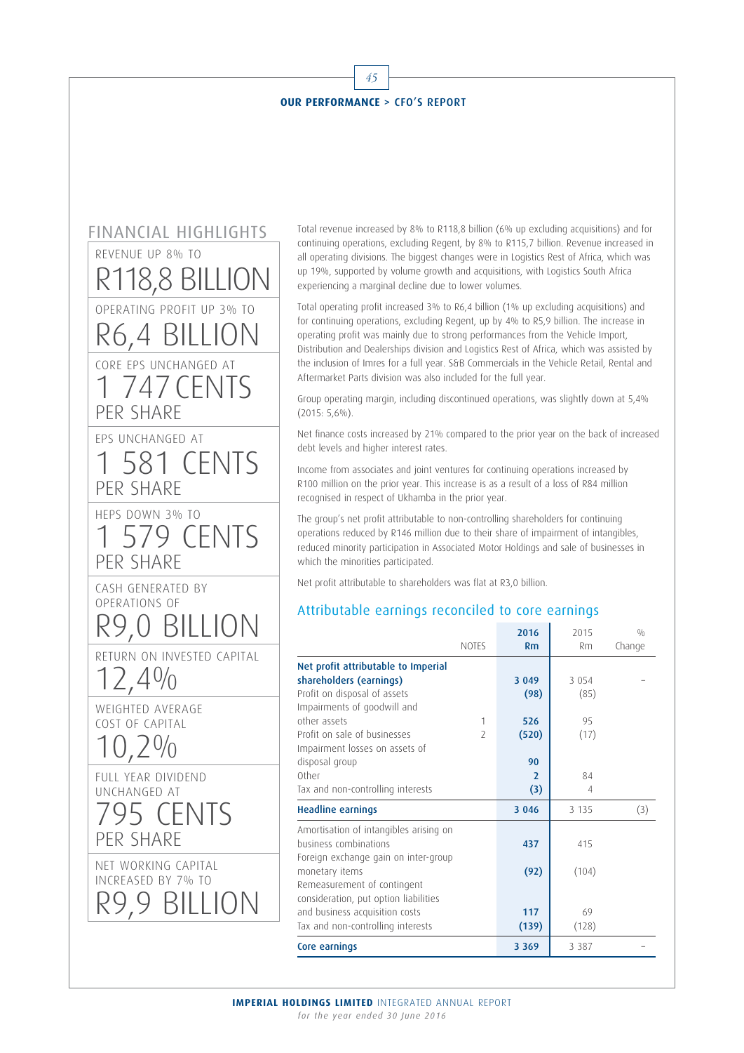## FINANCIAL HIGHLIGHTS

REVENUE UP 8% TO
**R118,8 BILLION**

OPERATING PROFIT UP 3% TO
**R6,4 BILLION**

CORE EPS UNCHANGED AT
**1 747 CENTS** PER SHARE

EPS UNCHANGED AT
**1 581 CENTS** PER SHARE

HEPS DOWN 3% TO
**1 579 CENTS** PER SHARE

CASH GENERATED BY OPERATIONS OF
**R9,0 BILLION**

RETURN ON INVESTED CAPITAL
**12,4%**

WEIGHTED AVERAGE COST OF CAPITAL
**10,2%**

FULL YEAR DIVIDEND UNCHANGED AT
**795 CENTS** PER SHARE

NET WORKING CAPITAL INCREASED BY 7% TO
**R9,9 BILLION**

Total revenue increased by 8% to R118,8 billion (6% up excluding acquisitions) and for continuing operations, excluding Regent, by 8% to R115,7 billion. Revenue increased in all operating divisions. The biggest changes were in Logistics Rest of Africa, which was up 19%, supported by volume growth and acquisitions, with Logistics South Africa experiencing a marginal decline due to lower volumes.

Total operating profit increased 3% to R6,4 billion (1% up excluding acquisitions) and for continuing operations, excluding Regent, up by 4% to R5,9 billion. The increase in operating profit was mainly due to strong performances from the Vehicle Import, Distribution and Dealerships division and Logistics Rest of Africa, which was assisted by the inclusion of Imres for a full year. S&B Commercials in the Vehicle Retail, Rental and Aftermarket Parts division was also included for the full year.

Group operating margin, including discontinued operations, was slightly down at 5,4% (2015: 5,6%).

Net finance costs increased by 21% compared to the prior year on the back of increased debt levels and higher interest rates.

Income from associates and joint ventures for continuing operations increased by R100 million on the prior year. This increase is as a result of a loss of R84 million recognised in respect of Ukhamba in the prior year.

The group's net profit attributable to non-controlling shareholders for continuing operations reduced by R146 million due to their share of impairment of intangibles, reduced minority participation in Associated Motor Holdings and sale of businesses in which the minorities participated.

Net profit attributable to shareholders was flat at R3,0 billion.

### Attributable earnings reconciled to core earnings

| | NOTES | 2016 Rm | 2015 Rm | % Change |
|---|---|---|---|---|
| **Net profit attributable to Imperial shareholders (earnings)** | | **3 049** | 3 054 | – |
| Profit on disposal of assets | | **(98)** | (85) | |
| Impairments of goodwill and other assets | 1 | **526** | 95 | |
| Profit on sale of businesses | 2 | **(520)** | (17) | |
| Impairment losses on assets of disposal group | | **90** | | |
| Other | | **2** | 84 | |
| Tax and non-controlling interests | | **(3)** | 4 | |
| **Headline earnings** | | **3 046** | 3 135 | (3) |
| Amortisation of intangibles arising on business combinations | | **437** | 415 | |
| Foreign exchange gain on inter-group monetary items | | **(92)** | (104) | |
| Remeasurement of contingent consideration, put option liabilities and business acquisition costs | | **117** | 69 | |
| Tax and non-controlling interests | | **(139)** | (128) | |
| **Core earnings** | | **3 369** | 3 387 | – |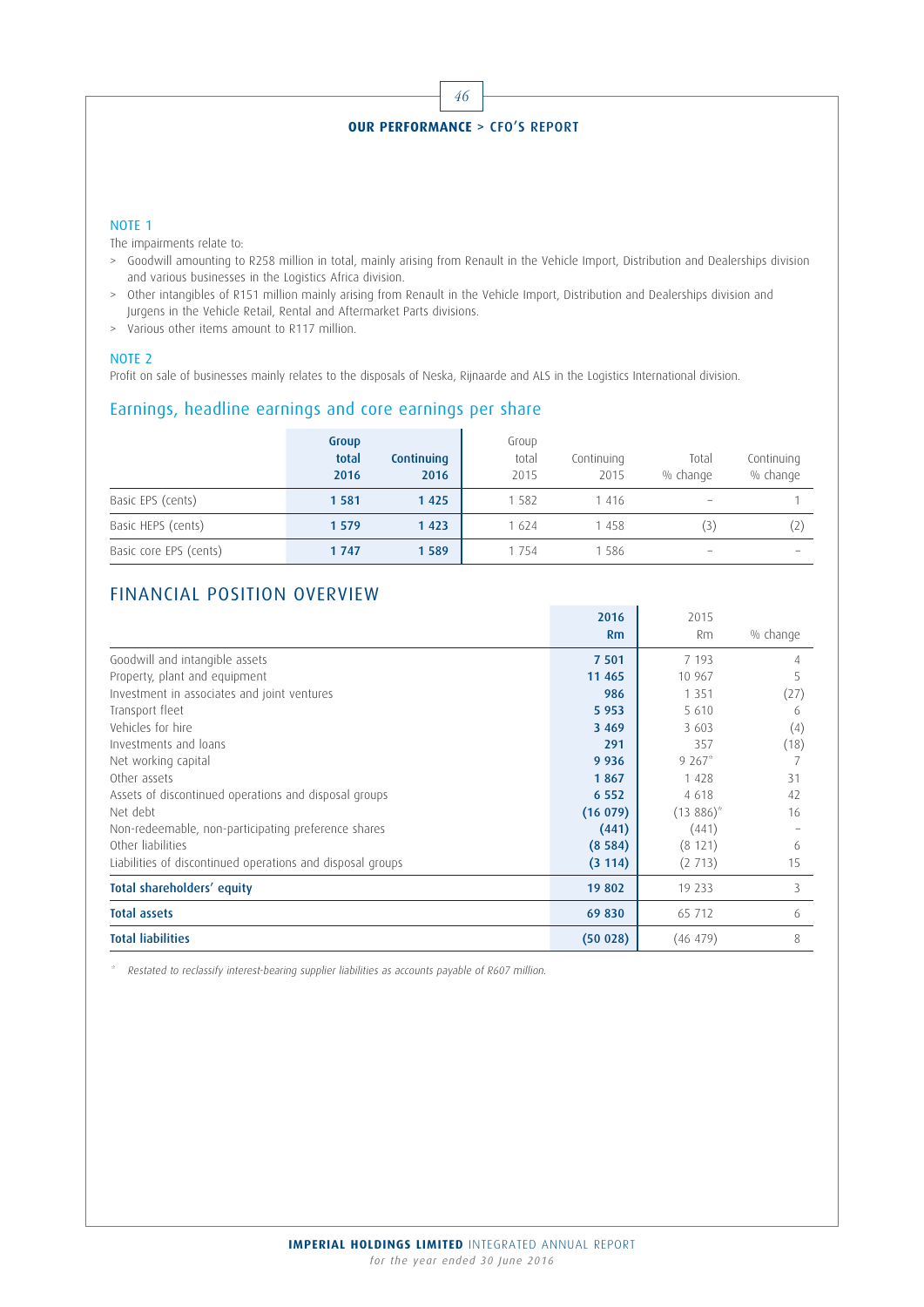NOTE 1

The impairments relate to:

- Goodwill amounting to R258 million in total, mainly arising from Renault in the Vehicle Import, Distribution and Dealerships division and various businesses in the Logistics Africa division.
- Other intangibles of R151 million mainly arising from Renault in the Vehicle Import, Distribution and Dealerships division and Jurgens in the Vehicle Retail, Rental and Aftermarket Parts divisions.
- Various other items amount to R117 million.

NOTE 2

Profit on sale of businesses mainly relates to the disposals of Neska, Rijnaarde and ALS in the Logistics International division.

## Earnings, headline earnings and core earnings per share

| | Group total 2016 | Continuing 2016 | Group total 2015 | Continuing 2015 | Total % change | Continuing % change |
|---|---|---|---|---|---|---|
| Basic EPS (cents) | **1 581** | **1 425** | 1 582 | 1 416 | – | 1 |
| Basic HEPS (cents) | **1 579** | **1 423** | 1 624 | 1 458 | (3) | (2) |
| Basic core EPS (cents) | **1 747** | **1 589** | 1 754 | 1 586 | – | – |

## FINANCIAL POSITION OVERVIEW

| | 2016 Rm | 2015 Rm | % change |
|---|---|---|---|
| Goodwill and intangible assets | **7 501** | 7 193 | 4 |
| Property, plant and equipment | **11 465** | 10 967 | 5 |
| Investment in associates and joint ventures | **986** | 1 351 | (27) |
| Transport fleet | **5 953** | 5 610 | 6 |
| Vehicles for hire | **3 469** | 3 603 | (4) |
| Investments and loans | **291** | 357 | (18) |
| Net working capital | **9 936** | 9 267* | 7 |
| Other assets | **1 867** | 1 428 | 31 |
| Assets of discontinued operations and disposal groups | **6 552** | 4 618 | 42 |
| Net debt | **(16 079)** | (13 886)* | 16 |
| Non-redeemable, non-participating preference shares | **(441)** | (441) | – |
| Other liabilities | **(8 584)** | (8 121) | 6 |
| Liabilities of discontinued operations and disposal groups | **(3 114)** | (2 713) | 15 |
| **Total shareholders' equity** | **19 802** | 19 233 | 3 |
| **Total assets** | **69 830** | 65 712 | 6 |
| **Total liabilities** | **(50 028)** | (46 479) | 8 |

\* *Restated to reclassify interest-bearing supplier liabilities as accounts payable of R607 million.*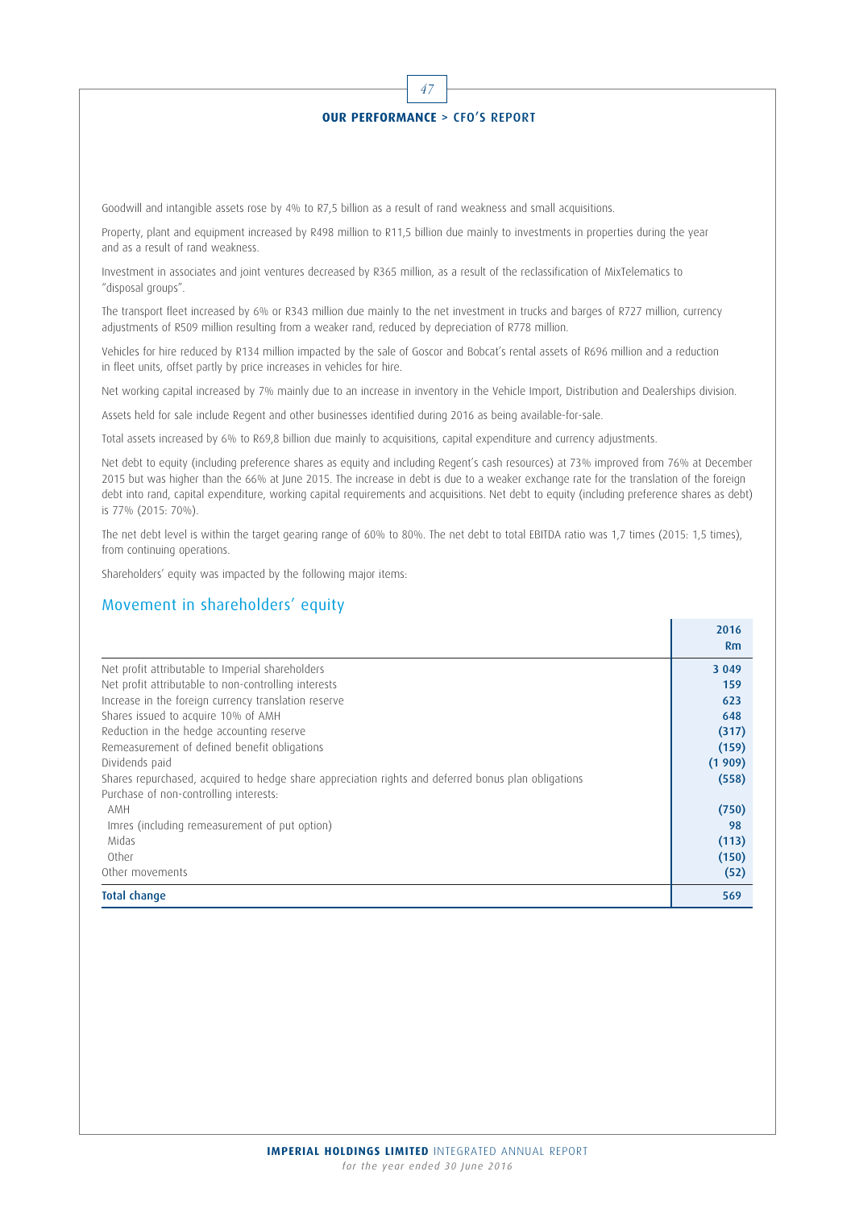Goodwill and intangible assets rose by 4% to R7,5 billion as a result of rand weakness and small acquisitions.

Property, plant and equipment increased by R498 million to R11,5 billion due mainly to investments in properties during the year and as a result of rand weakness.

Investment in associates and joint ventures decreased by R365 million, as a result of the reclassification of MixTelematics to "disposal groups".

The transport fleet increased by 6% or R343 million due mainly to the net investment in trucks and barges of R727 million, currency adjustments of R509 million resulting from a weaker rand, reduced by depreciation of R778 million.

Vehicles for hire reduced by R134 million impacted by the sale of Goscor and Bobcat's rental assets of R696 million and a reduction in fleet units, offset partly by price increases in vehicles for hire.

Net working capital increased by 7% mainly due to an increase in inventory in the Vehicle Import, Distribution and Dealerships division.

Assets held for sale include Regent and other businesses identified during 2016 as being available-for-sale.

Total assets increased by 6% to R69,8 billion due mainly to acquisitions, capital expenditure and currency adjustments.

Net debt to equity (including preference shares as equity and including Regent's cash resources) at 73% improved from 76% at December 2015 but was higher than the 66% at June 2015. The increase in debt is due to a weaker exchange rate for the translation of the foreign debt into rand, capital expenditure, working capital requirements and acquisitions. Net debt to equity (including preference shares as debt) is 77% (2015: 70%).

The net debt level is within the target gearing range of 60% to 80%. The net debt to total EBITDA ratio was 1,7 times (2015: 1,5 times), from continuing operations.

Shareholders' equity was impacted by the following major items:

## Movement in shareholders' equity

| | 2016 Rm |
|---|---|
| Net profit attributable to Imperial shareholders | 3 049 |
| Net profit attributable to non-controlling interests | 159 |
| Increase in the foreign currency translation reserve | 623 |
| Shares issued to acquire 10% of AMH | 648 |
| Reduction in the hedge accounting reserve | (317) |
| Remeasurement of defined benefit obligations | (159) |
| Dividends paid | (1 909) |
| Shares repurchased, acquired to hedge share appreciation rights and deferred bonus plan obligations | (558) |
| Purchase of non-controlling interests: | |
| AMH | (750) |
| Imres (including remeasurement of put option) | 98 |
| Midas | (113) |
| Other | (150) |
| Other movements | (52) |
| **Total change** | **569** |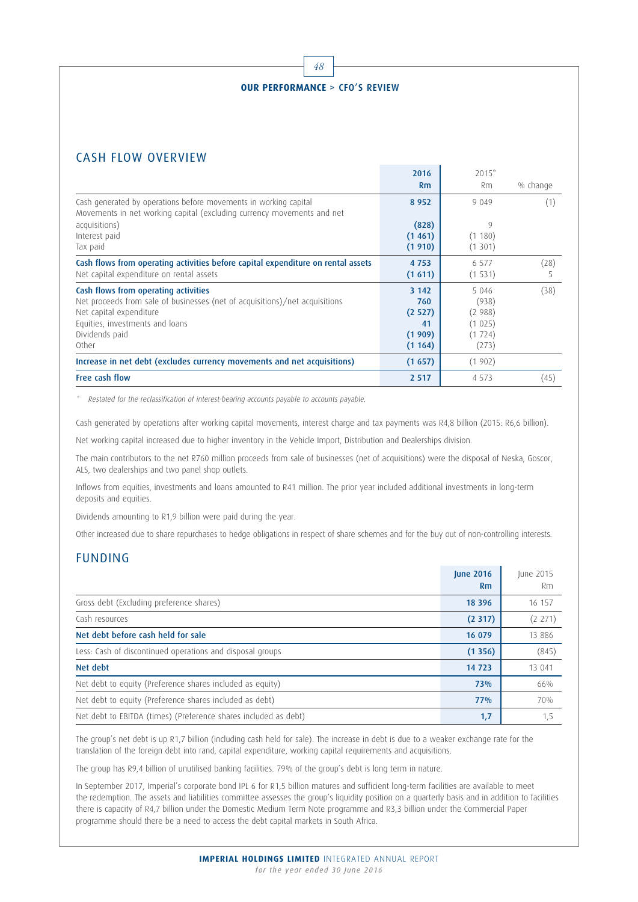## CASH FLOW OVERVIEW

| | 2016 Rm | 2015* Rm | % change |
|---|---|---|---|
| Cash generated by operations before movements in working capital | 8 952 | 9 049 | (1) |
| Movements in net working capital (excluding currency movements and net acquisitions) | (828) | 9 | |
| Interest paid | (1 461) | (1 180) | |
| Tax paid | (1 910) | (1 301) | |
| **Cash flows from operating activities before capital expenditure on rental assets** | 4 753 | 6 577 | (28) |
| Net capital expenditure on rental assets | (1 611) | (1 531) | 5 |
| **Cash flows from operating activities** | 3 142 | 5 046 | (38) |
| Net proceeds from sale of businesses (net of acquisitions)/net acquisitions | 760 | (938) | |
| Net capital expenditure | (2 527) | (2 988) | |
| Equities, investments and loans | 41 | (1 025) | |
| Dividends paid | (1 909) | (1 724) | |
| Other | (1 164) | (273) | |
| **Increase in net debt (excludes currency movements and net acquisitions)** | (1 657) | (1 902) | |
| **Free cash flow** | 2 517 | 4 573 | (45) |

\* *Restated for the reclassification of interest-bearing accounts payable to accounts payable.*

Cash generated by operations after working capital movements, interest charge and tax payments was R4,8 billion (2015: R6,6 billion).

Net working capital increased due to higher inventory in the Vehicle Import, Distribution and Dealerships division.

The main contributors to the net R760 million proceeds from sale of businesses (net of acquisitions) were the disposal of Neska, Goscor, ALS, two dealerships and two panel shop outlets.

Inflows from equities, investments and loans amounted to R41 million. The prior year included additional investments in long-term deposits and equities.

Dividends amounting to R1,9 billion were paid during the year.

Other increased due to share repurchases to hedge obligations in respect of share schemes and for the buy out of non-controlling interests.

## FUNDING

| | June 2016 Rm | June 2015 Rm |
|---|---|---|
| Gross debt (Excluding preference shares) | 18 396 | 16 157 |
| Cash resources | (2 317) | (2 271) |
| **Net debt before cash held for sale** | 16 079 | 13 886 |
| Less: Cash of discontinued operations and disposal groups | (1 356) | (845) |
| **Net debt** | 14 723 | 13 041 |
| Net debt to equity (Preference shares included as equity) | 73% | 66% |
| Net debt to equity (Preference shares included as debt) | 77% | 70% |
| Net debt to EBITDA (times) (Preference shares included as debt) | 1,7 | 1,5 |

The group's net debt is up R1,7 billion (including cash held for sale). The increase in debt is due to a weaker exchange rate for the translation of the foreign debt into rand, capital expenditure, working capital requirements and acquisitions.

The group has R9,4 billion of unutilised banking facilities. 79% of the group's debt is long term in nature.

In September 2017, Imperial's corporate bond IPL 6 for R1,5 billion matures and sufficient long-term facilities are available to meet the redemption. The assets and liabilities committee assesses the group's liquidity position on a quarterly basis and in addition to facilities there is capacity of R4,7 billion under the Domestic Medium Term Note programme and R3,3 billion under the Commercial Paper programme should there be a need to access the debt capital markets in South Africa.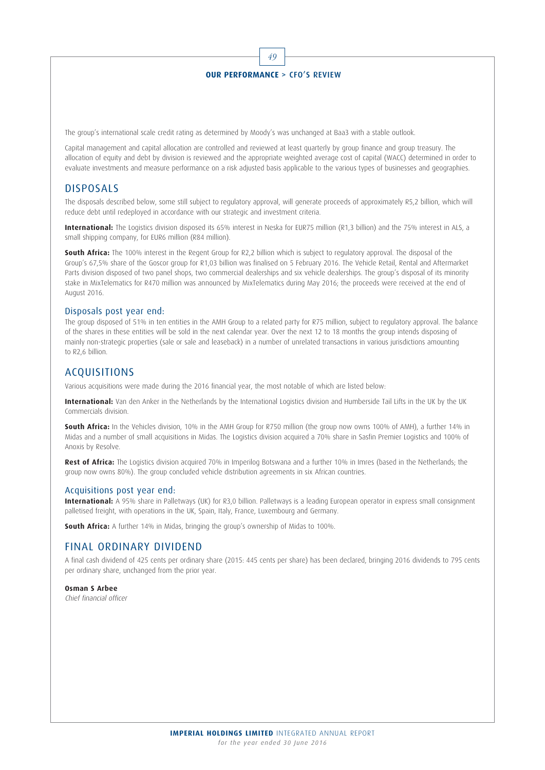The group's international scale credit rating as determined by Moody's was unchanged at Baa3 with a stable outlook.

Capital management and capital allocation are controlled and reviewed at least quarterly by group finance and group treasury. The allocation of equity and debt by division is reviewed and the appropriate weighted average cost of capital (WACC) determined in order to evaluate investments and measure performance on a risk adjusted basis applicable to the various types of businesses and geographies.

## DISPOSALS

The disposals described below, some still subject to regulatory approval, will generate proceeds of approximately R5,2 billion, which will reduce debt until redeployed in accordance with our strategic and investment criteria.

**International:** The Logistics division disposed its 65% interest in Neska for EUR75 million (R1,3 billion) and the 75% interest in ALS, a small shipping company, for EUR6 million (R84 million).

**South Africa:** The 100% interest in the Regent Group for R2,2 billion which is subject to regulatory approval. The disposal of the Group's 67,5% share of the Goscor group for R1,03 billion was finalised on 5 February 2016. The Vehicle Retail, Rental and Aftermarket Parts division disposed of two panel shops, two commercial dealerships and six vehicle dealerships. The group's disposal of its minority stake in MixTelematics for R470 million was announced by MixTelematics during May 2016; the proceeds were received at the end of August 2016.

### Disposals post year end:

The group disposed of 51% in ten entities in the AMH Group to a related party for R75 million, subject to regulatory approval. The balance of the shares in these entities will be sold in the next calendar year. Over the next 12 to 18 months the group intends disposing of mainly non-strategic properties (sale or sale and leaseback) in a number of unrelated transactions in various jurisdictions amounting to R2,6 billion.

## ACQUISITIONS

Various acquisitions were made during the 2016 financial year, the most notable of which are listed below:

**International:** Van den Anker in the Netherlands by the International Logistics division and Humberside Tail Lifts in the UK by the UK Commercials division.

**South Africa:** In the Vehicles division, 10% in the AMH Group for R750 million (the group now owns 100% of AMH), a further 14% in Midas and a number of small acquisitions in Midas. The Logistics division acquired a 70% share in Sasfin Premier Logistics and 100% of Anoxis by Resolve.

**Rest of Africa:** The Logistics division acquired 70% in Imperilog Botswana and a further 10% in Imres (based in the Netherlands; the group now owns 80%). The group concluded vehicle distribution agreements in six African countries.

### Acquisitions post year end:

**International:** A 95% share in Palletways (UK) for R3,0 billion. Palletways is a leading European operator in express small consignment palletised freight, with operations in the UK, Spain, Italy, France, Luxembourg and Germany.

**South Africa:** A further 14% in Midas, bringing the group's ownership of Midas to 100%.

## FINAL ORDINARY DIVIDEND

A final cash dividend of 425 cents per ordinary share (2015: 445 cents per share) has been declared, bringing 2016 dividends to 795 cents per ordinary share, unchanged from the prior year.

**Osman S Arbee**
*Chief financial officer*